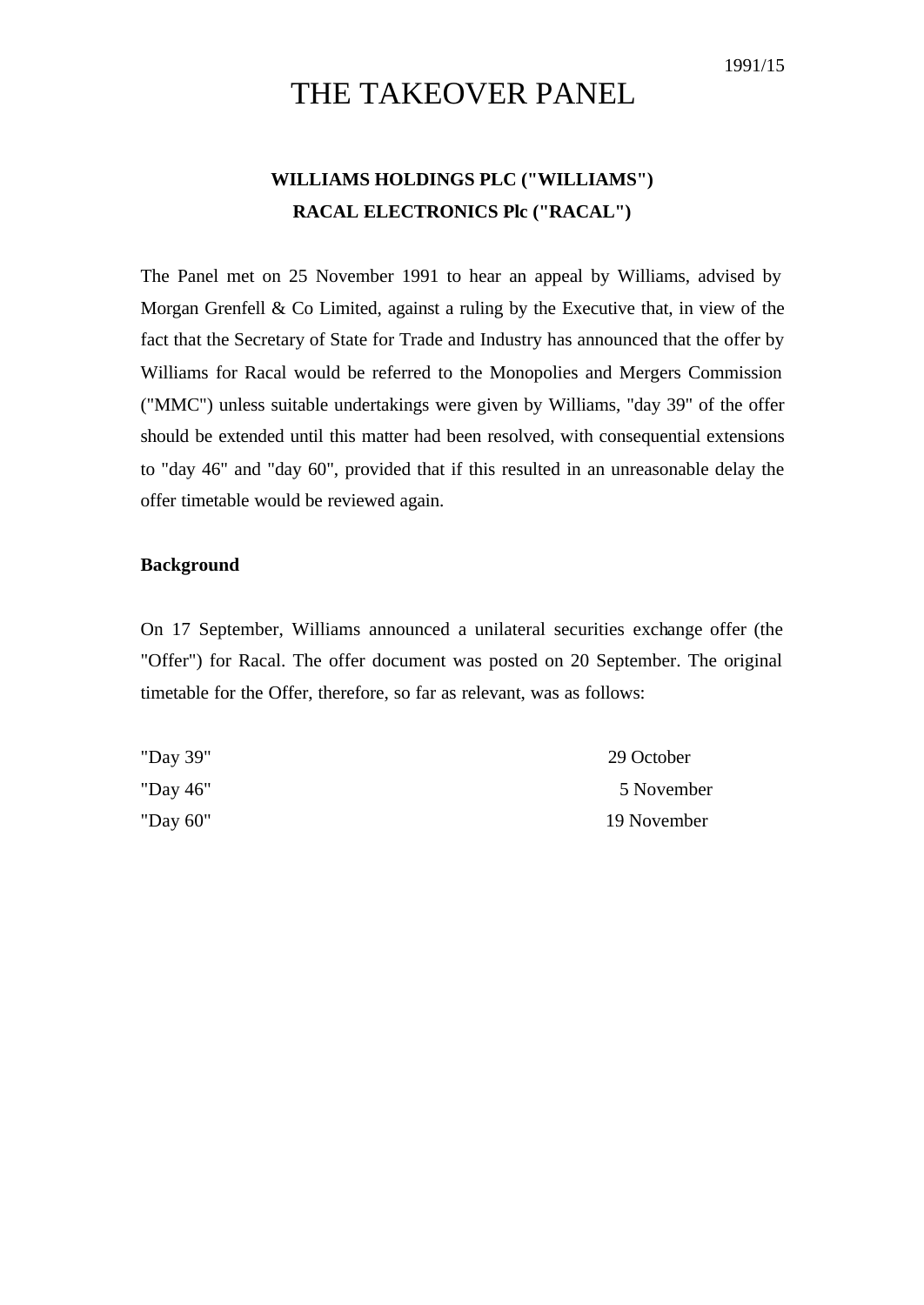1991/15

# THE TAKEOVER PANEL

**WILLIAMS HOLDINGS PLC ("WILLIAMS")**
**RACAL ELECTRONICS Plc ("RACAL")**

The Panel met on 25 November 1991 to hear an appeal by Williams, advised by Morgan Grenfell & Co Limited, against a ruling by the Executive that, in view of the fact that the Secretary of State for Trade and Industry has announced that the offer by Williams for Racal would be referred to the Monopolies and Mergers Commission ("MMC") unless suitable undertakings were given by Williams, "day 39" of the offer should be extended until this matter had been resolved, with consequential extensions to "day 46" and "day 60", provided that if this resulted in an unreasonable delay the offer timetable would be reviewed again.

**Background**

On 17 September, Williams announced a unilateral securities exchange offer (the "Offer") for Racal. The offer document was posted on 20 September. The original timetable for the Offer, therefore, so far as relevant, was as follows:

| | |
|---|---|
| "Day 39" | 29 October |
| "Day 46" | 5 November |
| "Day 60" | 19 November |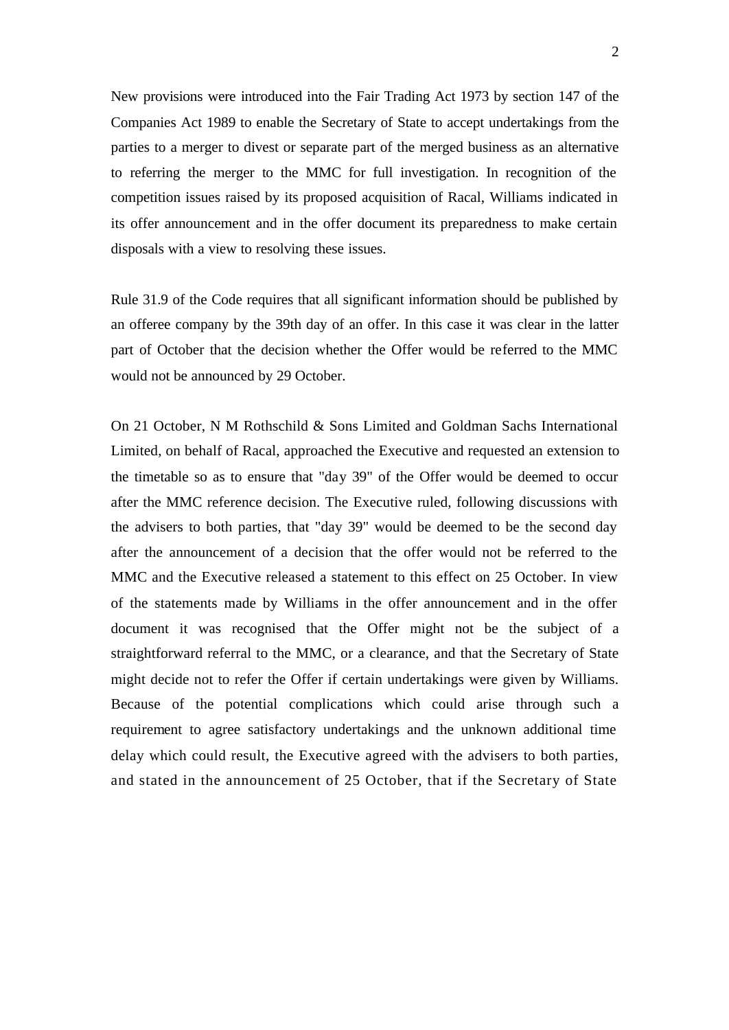New provisions were introduced into the Fair Trading Act 1973 by section 147 of the Companies Act 1989 to enable the Secretary of State to accept undertakings from the parties to a merger to divest or separate part of the merged business as an alternative to referring the merger to the MMC for full investigation. In recognition of the competition issues raised by its proposed acquisition of Racal, Williams indicated in its offer announcement and in the offer document its preparedness to make certain disposals with a view to resolving these issues.

Rule 31.9 of the Code requires that all significant information should be published by an offeree company by the 39th day of an offer. In this case it was clear in the latter part of October that the decision whether the Offer would be referred to the MMC would not be announced by 29 October.

On 21 October, N M Rothschild & Sons Limited and Goldman Sachs International Limited, on behalf of Racal, approached the Executive and requested an extension to the timetable so as to ensure that "day 39" of the Offer would be deemed to occur after the MMC reference decision. The Executive ruled, following discussions with the advisers to both parties, that "day 39" would be deemed to be the second day after the announcement of a decision that the offer would not be referred to the MMC and the Executive released a statement to this effect on 25 October. In view of the statements made by Williams in the offer announcement and in the offer document it was recognised that the Offer might not be the subject of a straightforward referral to the MMC, or a clearance, and that the Secretary of State might decide not to refer the Offer if certain undertakings were given by Williams. Because of the potential complications which could arise through such a requirement to agree satisfactory undertakings and the unknown additional time delay which could result, the Executive agreed with the advisers to both parties, and stated in the announcement of 25 October, that if the Secretary of State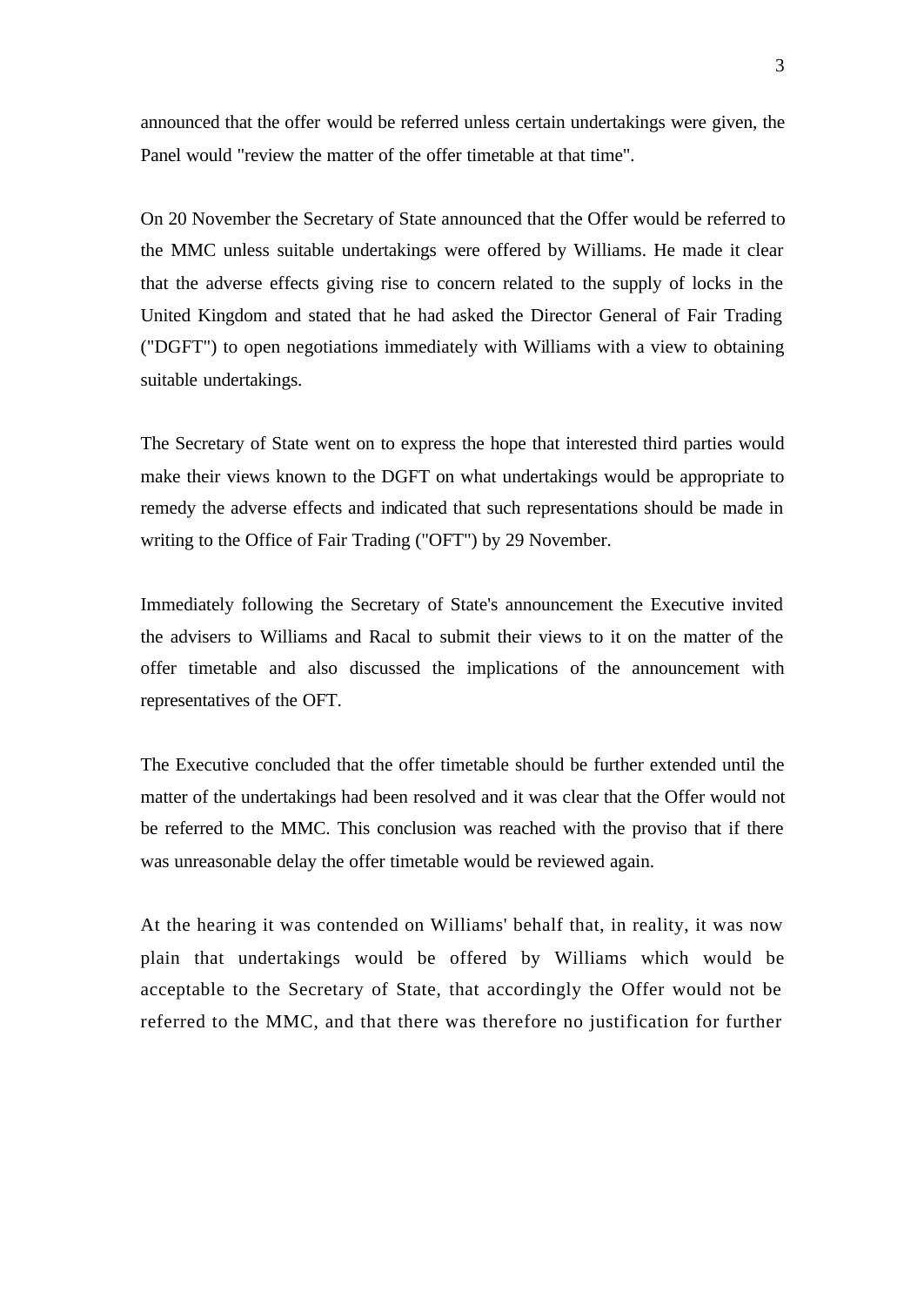announced that the offer would be referred unless certain undertakings were given, the Panel would "review the matter of the offer timetable at that time".

On 20 November the Secretary of State announced that the Offer would be referred to the MMC unless suitable undertakings were offered by Williams. He made it clear that the adverse effects giving rise to concern related to the supply of locks in the United Kingdom and stated that he had asked the Director General of Fair Trading ("DGFT") to open negotiations immediately with Williams with a view to obtaining suitable undertakings.

The Secretary of State went on to express the hope that interested third parties would make their views known to the DGFT on what undertakings would be appropriate to remedy the adverse effects and indicated that such representations should be made in writing to the Office of Fair Trading ("OFT") by 29 November.

Immediately following the Secretary of State's announcement the Executive invited the advisers to Williams and Racal to submit their views to it on the matter of the offer timetable and also discussed the implications of the announcement with representatives of the OFT.

The Executive concluded that the offer timetable should be further extended until the matter of the undertakings had been resolved and it was clear that the Offer would not be referred to the MMC. This conclusion was reached with the proviso that if there was unreasonable delay the offer timetable would be reviewed again.

At the hearing it was contended on Williams' behalf that, in reality, it was now plain that undertakings would be offered by Williams which would be acceptable to the Secretary of State, that accordingly the Offer would not be referred to the MMC, and that there was therefore no justification for further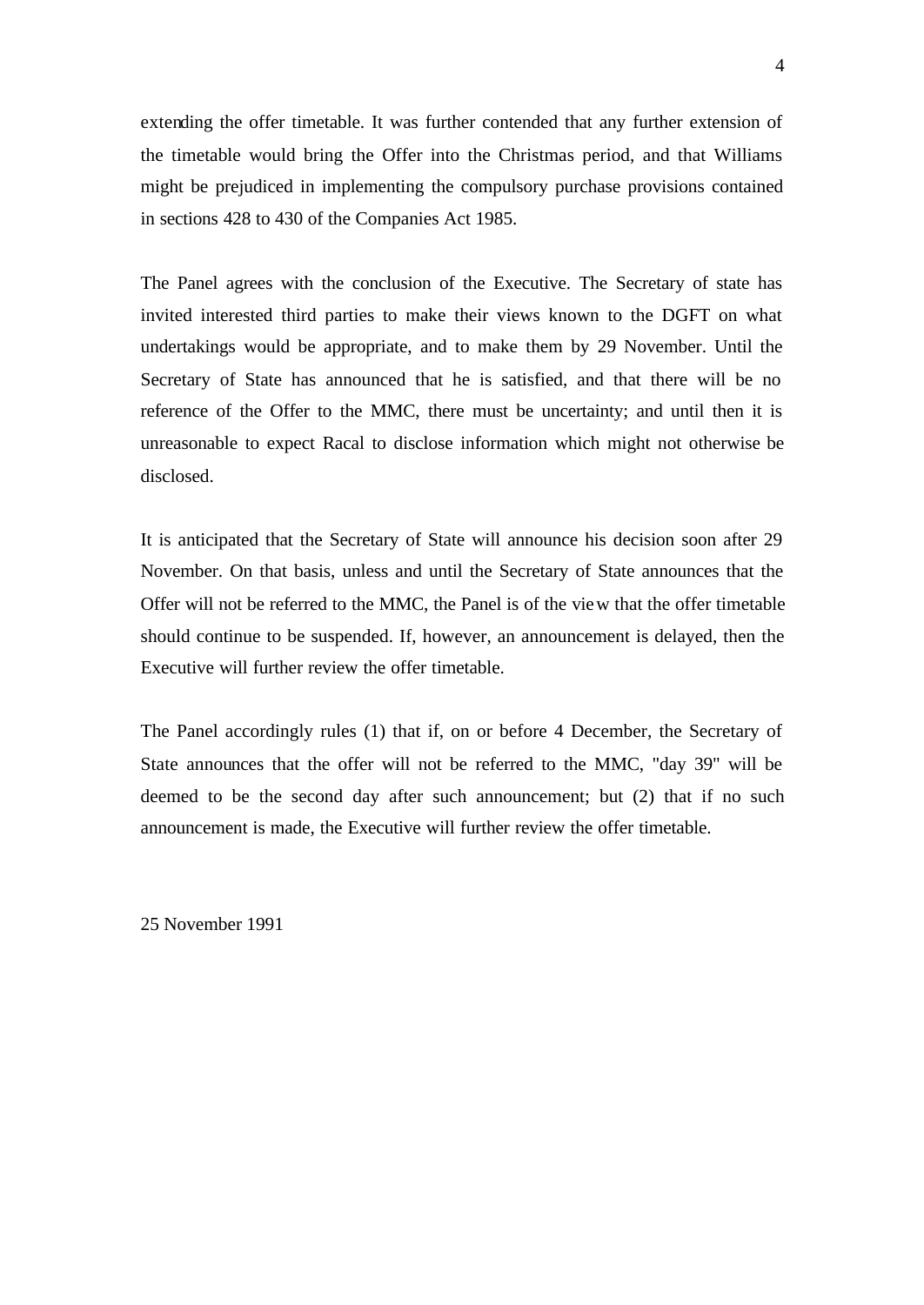extending the offer timetable. It was further contended that any further extension of the timetable would bring the Offer into the Christmas period, and that Williams might be prejudiced in implementing the compulsory purchase provisions contained in sections 428 to 430 of the Companies Act 1985.

The Panel agrees with the conclusion of the Executive. The Secretary of state has invited interested third parties to make their views known to the DGFT on what undertakings would be appropriate, and to make them by 29 November. Until the Secretary of State has announced that he is satisfied, and that there will be no reference of the Offer to the MMC, there must be uncertainty; and until then it is unreasonable to expect Racal to disclose information which might not otherwise be disclosed.

It is anticipated that the Secretary of State will announce his decision soon after 29 November. On that basis, unless and until the Secretary of State announces that the Offer will not be referred to the MMC, the Panel is of the view that the offer timetable should continue to be suspended. If, however, an announcement is delayed, then the Executive will further review the offer timetable.

The Panel accordingly rules (1) that if, on or before 4 December, the Secretary of State announces that the offer will not be referred to the MMC, "day 39" will be deemed to be the second day after such announcement; but (2) that if no such announcement is made, the Executive will further review the offer timetable.

25 November 1991